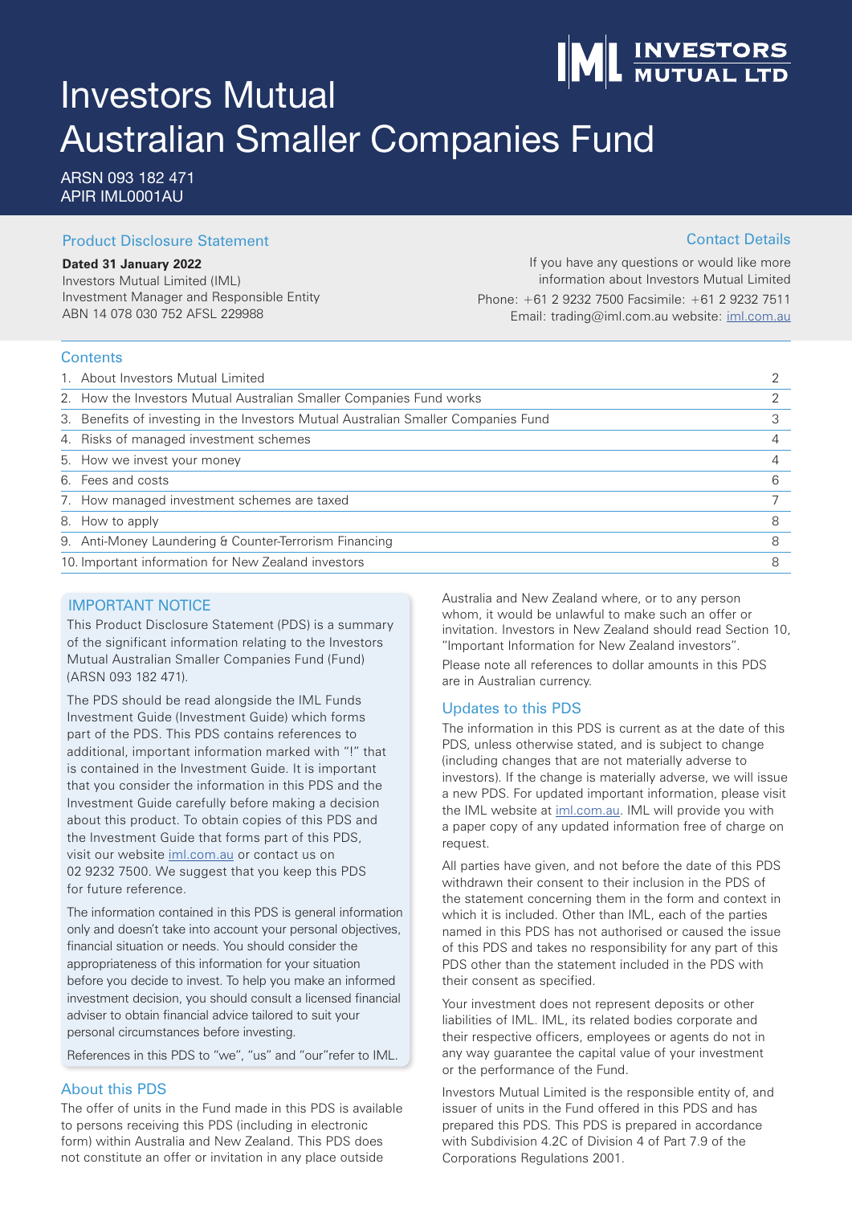INVESTORS MUTUAL LTD

# Investors Mutual Australian Smaller Companies Fund

ARSN 093 182 471
APIR IML0001AU

## Product Disclosure Statement

**Dated 31 January 2022**
Investors Mutual Limited (IML)
Investment Manager and Responsible Entity
ABN 14 078 030 752 AFSL 229988

## Contact Details

If you have any questions or would like more information about Investors Mutual Limited
Phone: +61 2 9232 7500 Facsimile: +61 2 9232 7511
Email: trading@iml.com.au website: iml.com.au

## Contents

| | |
|---|---|
| 1. About Investors Mutual Limited | 2 |
| 2. How the Investors Mutual Australian Smaller Companies Fund works | 2 |
| 3. Benefits of investing in the Investors Mutual Australian Smaller Companies Fund | 3 |
| 4. Risks of managed investment schemes | 4 |
| 5. How we invest your money | 4 |
| 6. Fees and costs | 6 |
| 7. How managed investment schemes are taxed | 7 |
| 8. How to apply | 8 |
| 9. Anti-Money Laundering & Counter-Terrorism Financing | 8 |
| 10. Important information for New Zealand investors | 8 |

## IMPORTANT NOTICE

This Product Disclosure Statement (PDS) is a summary of the significant information relating to the Investors Mutual Australian Smaller Companies Fund (Fund) (ARSN 093 182 471).

The PDS should be read alongside the IML Funds Investment Guide (Investment Guide) which forms part of the PDS. This PDS contains references to additional, important information marked with "!" that is contained in the Investment Guide. It is important that you consider the information in this PDS and the Investment Guide carefully before making a decision about this product. To obtain copies of this PDS and the Investment Guide that forms part of this PDS, visit our website iml.com.au or contact us on 02 9232 7500. We suggest that you keep this PDS for future reference.

The information contained in this PDS is general information only and doesn't take into account your personal objectives, financial situation or needs. You should consider the appropriateness of this information for your situation before you decide to invest. To help you make an informed investment decision, you should consult a licensed financial adviser to obtain financial advice tailored to suit your personal circumstances before investing.

References in this PDS to "we", "us" and "our"refer to IML.

## About this PDS

The offer of units in the Fund made in this PDS is available to persons receiving this PDS (including in electronic form) within Australia and New Zealand. This PDS does not constitute an offer or invitation in any place outside Australia and New Zealand where, or to any person whom, it would be unlawful to make such an offer or invitation. Investors in New Zealand should read Section 10, "Important Information for New Zealand investors".

Please note all references to dollar amounts in this PDS are in Australian currency.

## Updates to this PDS

The information in this PDS is current as at the date of this PDS, unless otherwise stated, and is subject to change (including changes that are not materially adverse to investors). If the change is materially adverse, we will issue a new PDS. For updated important information, please visit the IML website at iml.com.au. IML will provide you with a paper copy of any updated information free of charge on request.

All parties have given, and not before the date of this PDS withdrawn their consent to their inclusion in the PDS of the statement concerning them in the form and context in which it is included. Other than IML, each of the parties named in this PDS has not authorised or caused the issue of this PDS and takes no responsibility for any part of this PDS other than the statement included in the PDS with their consent as specified.

Your investment does not represent deposits or other liabilities of IML. IML, its related bodies corporate and their respective officers, employees or agents do not in any way guarantee the capital value of your investment or the performance of the Fund.

Investors Mutual Limited is the responsible entity of, and issuer of units in the Fund offered in this PDS and has prepared this PDS. This PDS is prepared in accordance with Subdivision 4.2C of Division 4 of Part 7.9 of the Corporations Regulations 2001.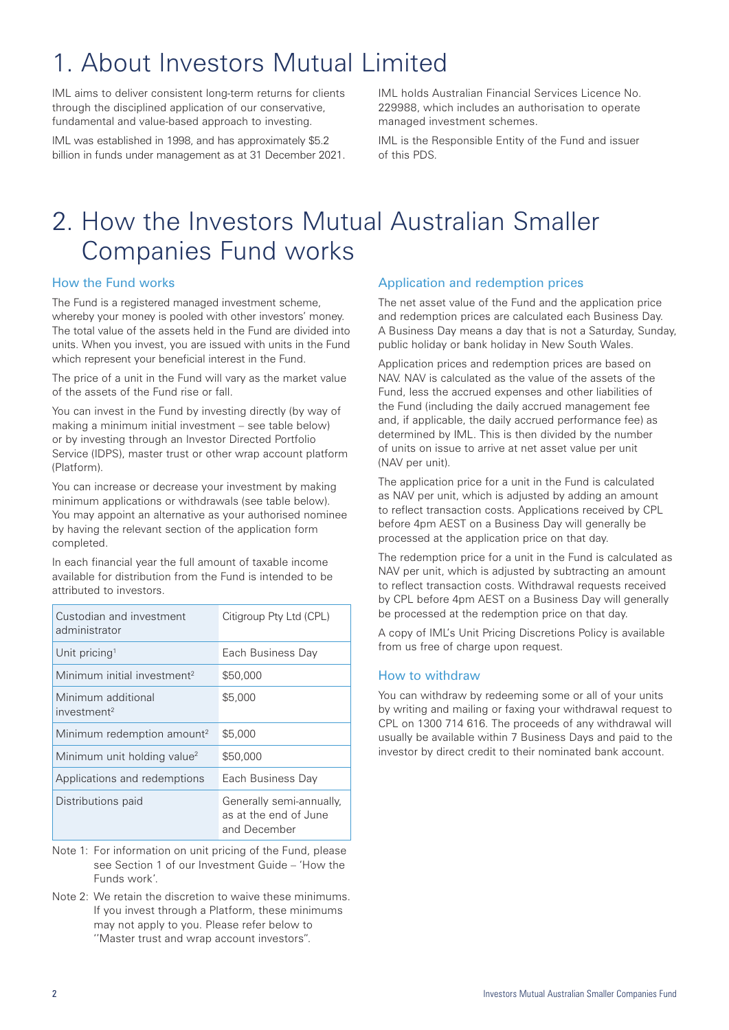# 1. About Investors Mutual Limited

IML aims to deliver consistent long-term returns for clients through the disciplined application of our conservative, fundamental and value-based approach to investing.

IML was established in 1998, and has approximately $5.2 billion in funds under management as at 31 December 2021.

IML holds Australian Financial Services Licence No. 229988, which includes an authorisation to operate managed investment schemes.

IML is the Responsible Entity of the Fund and issuer of this PDS.

# 2. How the Investors Mutual Australian Smaller Companies Fund works

## How the Fund works

The Fund is a registered managed investment scheme, whereby your money is pooled with other investors' money. The total value of the assets held in the Fund are divided into units. When you invest, you are issued with units in the Fund which represent your beneficial interest in the Fund.

The price of a unit in the Fund will vary as the market value of the assets of the Fund rise or fall.

You can invest in the Fund by investing directly (by way of making a minimum initial investment – see table below) or by investing through an Investor Directed Portfolio Service (IDPS), master trust or other wrap account platform (Platform).

You can increase or decrease your investment by making minimum applications or withdrawals (see table below). You may appoint an alternative as your authorised nominee by having the relevant section of the application form completed.

In each financial year the full amount of taxable income available for distribution from the Fund is intended to be attributed to investors.

| | |
|---|---|
| Custodian and investment administrator | Citigroup Pty Ltd (CPL) |
| Unit pricing[1] | Each Business Day |
| Minimum initial investment[2] | $50,000 |
| Minimum additional investment[2] | $5,000 |
| Minimum redemption amount[2] | $5,000 |
| Minimum unit holding value[2] | $50,000 |
| Applications and redemptions | Each Business Day |
| Distributions paid | Generally semi-annually, as at the end of June and December |

Note 1: For information on unit pricing of the Fund, please see Section 1 of our Investment Guide – 'How the Funds work'.

Note 2: We retain the discretion to waive these minimums. If you invest through a Platform, these minimums may not apply to you. Please refer below to ''Master trust and wrap account investors''.

## Application and redemption prices

The net asset value of the Fund and the application price and redemption prices are calculated each Business Day. A Business Day means a day that is not a Saturday, Sunday, public holiday or bank holiday in New South Wales.

Application prices and redemption prices are based on NAV. NAV is calculated as the value of the assets of the Fund, less the accrued expenses and other liabilities of the Fund (including the daily accrued management fee and, if applicable, the daily accrued performance fee) as determined by IML. This is then divided by the number of units on issue to arrive at net asset value per unit (NAV per unit).

The application price for a unit in the Fund is calculated as NAV per unit, which is adjusted by adding an amount to reflect transaction costs. Applications received by CPL before 4pm AEST on a Business Day will generally be processed at the application price on that day.

The redemption price for a unit in the Fund is calculated as NAV per unit, which is adjusted by subtracting an amount to reflect transaction costs. Withdrawal requests received by CPL before 4pm AEST on a Business Day will generally be processed at the redemption price on that day.

A copy of IML's Unit Pricing Discretions Policy is available from us free of charge upon request.

## How to withdraw

You can withdraw by redeeming some or all of your units by writing and mailing or faxing your withdrawal request to CPL on 1300 714 616. The proceeds of any withdrawal will usually be available within 7 Business Days and paid to the investor by direct credit to their nominated bank account.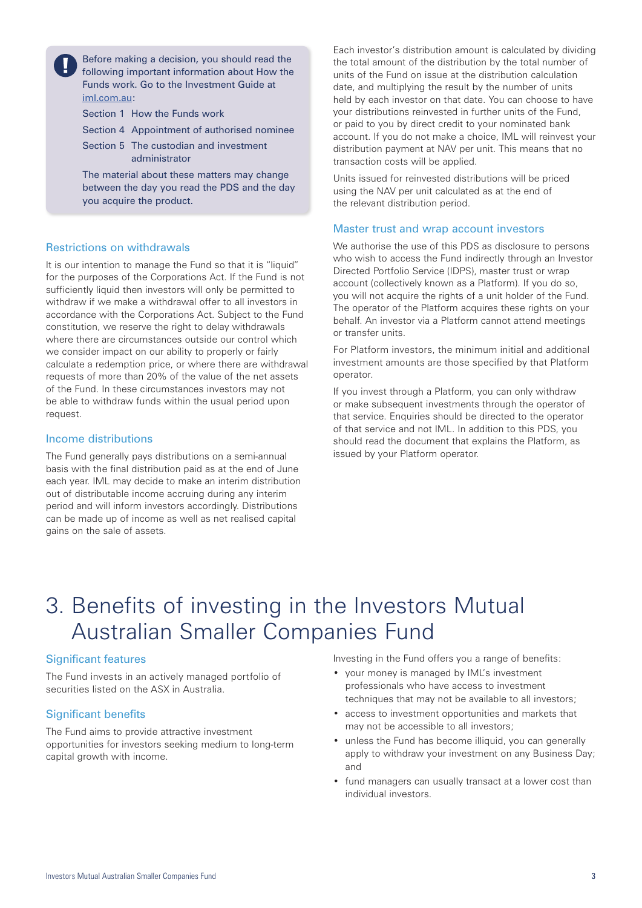Before making a decision, you should read the following important information about How the Funds work. Go to the Investment Guide at iml.com.au:

Section 1 How the Funds work

Section 4 Appointment of authorised nominee

Section 5 The custodian and investment administrator

The material about these matters may change between the day you read the PDS and the day you acquire the product.

### Restrictions on withdrawals

It is our intention to manage the Fund so that it is "liquid" for the purposes of the Corporations Act. If the Fund is not sufficiently liquid then investors will only be permitted to withdraw if we make a withdrawal offer to all investors in accordance with the Corporations Act. Subject to the Fund constitution, we reserve the right to delay withdrawals where there are circumstances outside our control which we consider impact on our ability to properly or fairly calculate a redemption price, or where there are withdrawal requests of more than 20% of the value of the net assets of the Fund. In these circumstances investors may not be able to withdraw funds within the usual period upon request.

### Income distributions

The Fund generally pays distributions on a semi-annual basis with the final distribution paid as at the end of June each year. IML may decide to make an interim distribution out of distributable income accruing during any interim period and will inform investors accordingly. Distributions can be made up of income as well as net realised capital gains on the sale of assets.

Each investor's distribution amount is calculated by dividing the total amount of the distribution by the total number of units of the Fund on issue at the distribution calculation date, and multiplying the result by the number of units held by each investor on that date. You can choose to have your distributions reinvested in further units of the Fund, or paid to you by direct credit to your nominated bank account. If you do not make a choice, IML will reinvest your distribution payment at NAV per unit. This means that no transaction costs will be applied.

Units issued for reinvested distributions will be priced using the NAV per unit calculated as at the end of the relevant distribution period.

### Master trust and wrap account investors

We authorise the use of this PDS as disclosure to persons who wish to access the Fund indirectly through an Investor Directed Portfolio Service (IDPS), master trust or wrap account (collectively known as a Platform). If you do so, you will not acquire the rights of a unit holder of the Fund. The operator of the Platform acquires these rights on your behalf. An investor via a Platform cannot attend meetings or transfer units.

For Platform investors, the minimum initial and additional investment amounts are those specified by that Platform operator.

If you invest through a Platform, you can only withdraw or make subsequent investments through the operator of that service. Enquiries should be directed to the operator of that service and not IML. In addition to this PDS, you should read the document that explains the Platform, as issued by your Platform operator.

# 3. Benefits of investing in the Investors Mutual Australian Smaller Companies Fund

### Significant features

The Fund invests in an actively managed portfolio of securities listed on the ASX in Australia.

### Significant benefits

The Fund aims to provide attractive investment opportunities for investors seeking medium to long-term capital growth with income.

Investing in the Fund offers you a range of benefits:

- your money is managed by IML's investment professionals who have access to investment techniques that may not be available to all investors;
- access to investment opportunities and markets that may not be accessible to all investors;
- unless the Fund has become illiquid, you can generally apply to withdraw your investment on any Business Day; and
- fund managers can usually transact at a lower cost than individual investors.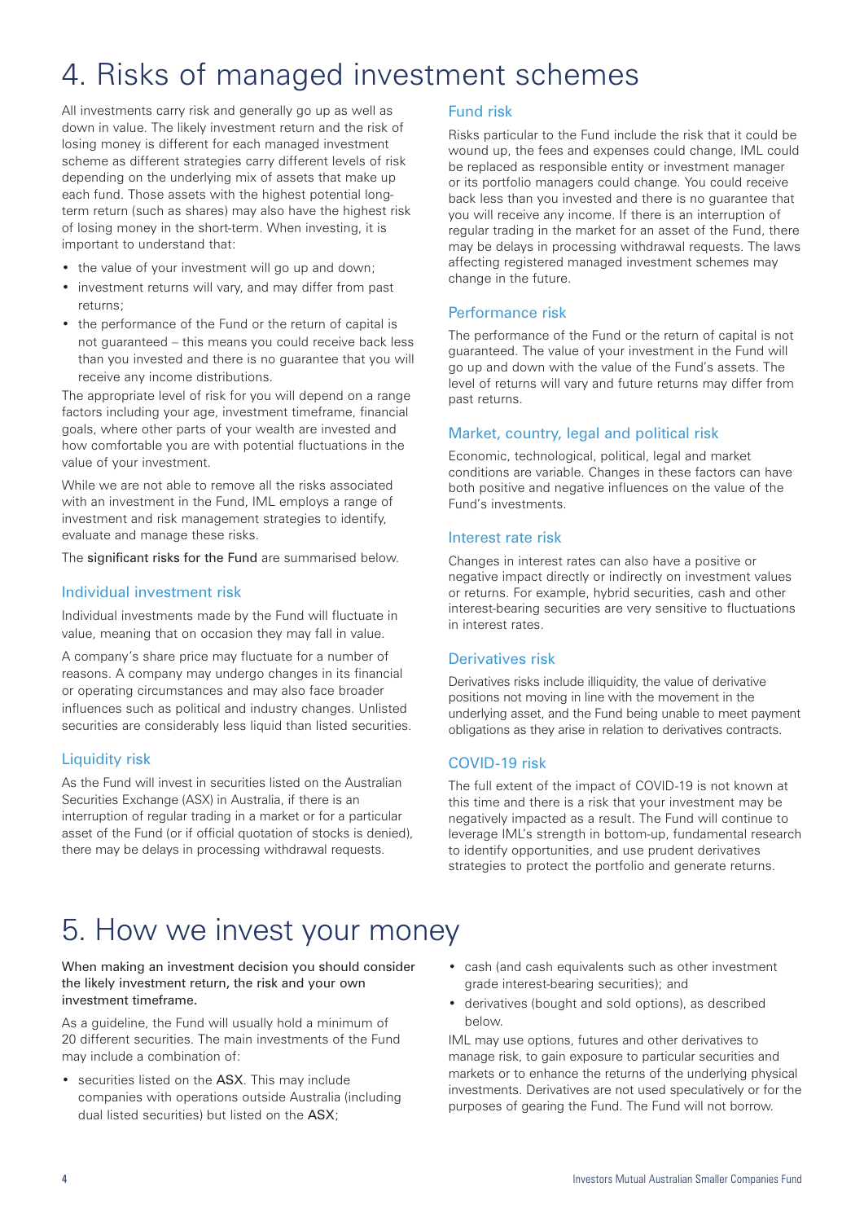# 4. Risks of managed investment schemes

All investments carry risk and generally go up as well as down in value. The likely investment return and the risk of losing money is different for each managed investment scheme as different strategies carry different levels of risk depending on the underlying mix of assets that make up each fund. Those assets with the highest potential long-term return (such as shares) may also have the highest risk of losing money in the short-term. When investing, it is important to understand that:

- the value of your investment will go up and down;
- investment returns will vary, and may differ from past returns;
- the performance of the Fund or the return of capital is not guaranteed – this means you could receive back less than you invested and there is no guarantee that you will receive any income distributions.

The appropriate level of risk for you will depend on a range factors including your age, investment timeframe, financial goals, where other parts of your wealth are invested and how comfortable you are with potential fluctuations in the value of your investment.

While we are not able to remove all the risks associated with an investment in the Fund, IML employs a range of investment and risk management strategies to identify, evaluate and manage these risks.

The significant risks for the Fund are summarised below.

### Individual investment risk

Individual investments made by the Fund will fluctuate in value, meaning that on occasion they may fall in value.

A company's share price may fluctuate for a number of reasons. A company may undergo changes in its financial or operating circumstances and may also face broader influences such as political and industry changes. Unlisted securities are considerably less liquid than listed securities.

### Liquidity risk

As the Fund will invest in securities listed on the Australian Securities Exchange (ASX) in Australia, if there is an interruption of regular trading in a market or for a particular asset of the Fund (or if official quotation of stocks is denied), there may be delays in processing withdrawal requests.

### Fund risk

Risks particular to the Fund include the risk that it could be wound up, the fees and expenses could change, IML could be replaced as responsible entity or investment manager or its portfolio managers could change. You could receive back less than you invested and there is no guarantee that you will receive any income. If there is an interruption of regular trading in the market for an asset of the Fund, there may be delays in processing withdrawal requests. The laws affecting registered managed investment schemes may change in the future.

### Performance risk

The performance of the Fund or the return of capital is not guaranteed. The value of your investment in the Fund will go up and down with the value of the Fund's assets. The level of returns will vary and future returns may differ from past returns.

### Market, country, legal and political risk

Economic, technological, political, legal and market conditions are variable. Changes in these factors can have both positive and negative influences on the value of the Fund's investments.

### Interest rate risk

Changes in interest rates can also have a positive or negative impact directly or indirectly on investment values or returns. For example, hybrid securities, cash and other interest-bearing securities are very sensitive to fluctuations in interest rates.

### Derivatives risk

Derivatives risks include illiquidity, the value of derivative positions not moving in line with the movement in the underlying asset, and the Fund being unable to meet payment obligations as they arise in relation to derivatives contracts.

### COVID-19 risk

The full extent of the impact of COVID-19 is not known at this time and there is a risk that your investment may be negatively impacted as a result. The Fund will continue to leverage IML's strength in bottom-up, fundamental research to identify opportunities, and use prudent derivatives strategies to protect the portfolio and generate returns.

# 5. How we invest your money

When making an investment decision you should consider the likely investment return, the risk and your own investment timeframe.

As a guideline, the Fund will usually hold a minimum of 20 different securities. The main investments of the Fund may include a combination of:

- securities listed on the ASX. This may include companies with operations outside Australia (including dual listed securities) but listed on the ASX;
- cash (and cash equivalents such as other investment grade interest-bearing securities); and
- derivatives (bought and sold options), as described below.

IML may use options, futures and other derivatives to manage risk, to gain exposure to particular securities and markets or to enhance the returns of the underlying physical investments. Derivatives are not used speculatively or for the purposes of gearing the Fund. The Fund will not borrow.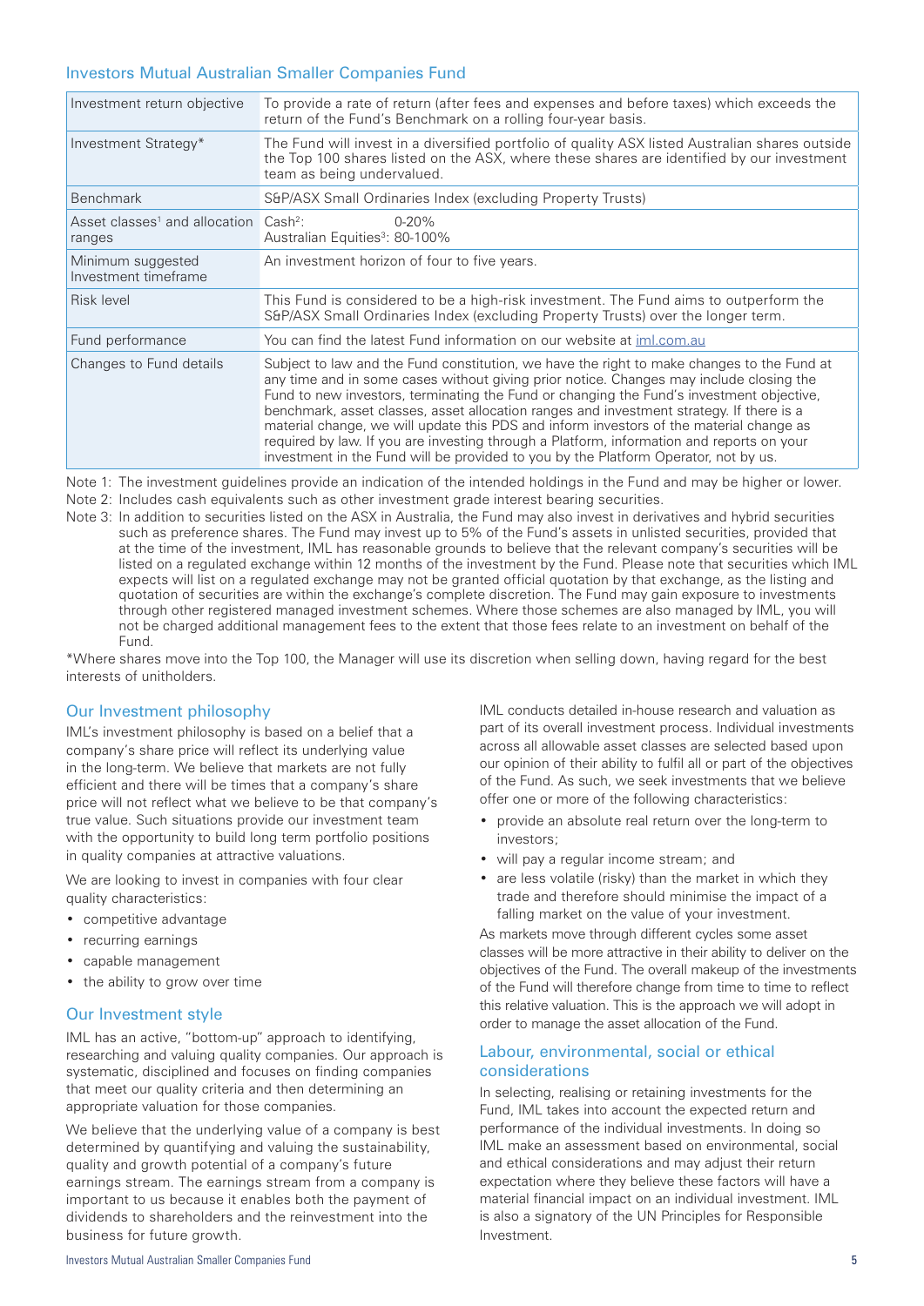## Investors Mutual Australian Smaller Companies Fund

| | |
|---|---|
| Investment return objective | To provide a rate of return (after fees and expenses and before taxes) which exceeds the return of the Fund's Benchmark on a rolling four-year basis. |
| Investment Strategy* | The Fund will invest in a diversified portfolio of quality ASX listed Australian shares outside the Top 100 shares listed on the ASX, where these shares are identified by our investment team as being undervalued. |
| Benchmark | S&P/ASX Small Ordinaries Index (excluding Property Trusts) |
| Asset classes[1] and allocation ranges | Cash[2]: 0-20%<br>Australian Equities[3]: 80-100% |
| Minimum suggested Investment timeframe | An investment horizon of four to five years. |
| Risk level | This Fund is considered to be a high-risk investment. The Fund aims to outperform the S&P/ASX Small Ordinaries Index (excluding Property Trusts) over the longer term. |
| Fund performance | You can find the latest Fund information on our website at iml.com.au |
| Changes to Fund details | Subject to law and the Fund constitution, we have the right to make changes to the Fund at any time and in some cases without giving prior notice. Changes may include closing the Fund to new investors, terminating the Fund or changing the Fund's investment objective, benchmark, asset classes, asset allocation ranges and investment strategy. If there is a material change, we will update this PDS and inform investors of the material change as required by law. If you are investing through a Platform, information and reports on your investment in the Fund will be provided to you by the Platform Operator, not by us. |

Note 1: The investment guidelines provide an indication of the intended holdings in the Fund and may be higher or lower.

Note 2: Includes cash equivalents such as other investment grade interest bearing securities.

Note 3: In addition to securities listed on the ASX in Australia, the Fund may also invest in derivatives and hybrid securities such as preference shares. The Fund may invest up to 5% of the Fund's assets in unlisted securities, provided that at the time of the investment, IML has reasonable grounds to believe that the relevant company's securities will be listed on a regulated exchange within 12 months of the investment by the Fund. Please note that securities which IML expects will list on a regulated exchange may not be granted official quotation by that exchange, as the listing and quotation of securities are within the exchange's complete discretion. The Fund may gain exposure to investments through other registered managed investment schemes. Where those schemes are also managed by IML, you will not be charged additional management fees to the extent that those fees relate to an investment on behalf of the Fund.

*Where shares move into the Top 100, the Manager will use its discretion when selling down, having regard for the best interests of unitholders.

### Our Investment philosophy

IML's investment philosophy is based on a belief that a company's share price will reflect its underlying value in the long-term. We believe that markets are not fully efficient and there will be times that a company's share price will not reflect what we believe to be that company's true value. Such situations provide our investment team with the opportunity to build long term portfolio positions in quality companies at attractive valuations.

We are looking to invest in companies with four clear quality characteristics:

- competitive advantage
- recurring earnings
- capable management
- the ability to grow over time

### Our Investment style

IML has an active, "bottom-up" approach to identifying, researching and valuing quality companies. Our approach is systematic, disciplined and focuses on finding companies that meet our quality criteria and then determining an appropriate valuation for those companies.

We believe that the underlying value of a company is best determined by quantifying and valuing the sustainability, quality and growth potential of a company's future earnings stream. The earnings stream from a company is important to us because it enables both the payment of dividends to shareholders and the reinvestment into the business for future growth.

IML conducts detailed in-house research and valuation as part of its overall investment process. Individual investments across all allowable asset classes are selected based upon our opinion of their ability to fulfil all or part of the objectives of the Fund. As such, we seek investments that we believe offer one or more of the following characteristics:

- provide an absolute real return over the long-term to investors;
- will pay a regular income stream; and
- are less volatile (risky) than the market in which they trade and therefore should minimise the impact of a falling market on the value of your investment.

As markets move through different cycles some asset classes will be more attractive in their ability to deliver on the objectives of the Fund. The overall makeup of the investments of the Fund will therefore change from time to time to reflect this relative valuation. This is the approach we will adopt in order to manage the asset allocation of the Fund.

### Labour, environmental, social or ethical considerations

In selecting, realising or retaining investments for the Fund, IML takes into account the expected return and performance of the individual investments. In doing so IML make an assessment based on environmental, social and ethical considerations and may adjust their return expectation where they believe these factors will have a material financial impact on an individual investment. IML is also a signatory of the UN Principles for Responsible Investment.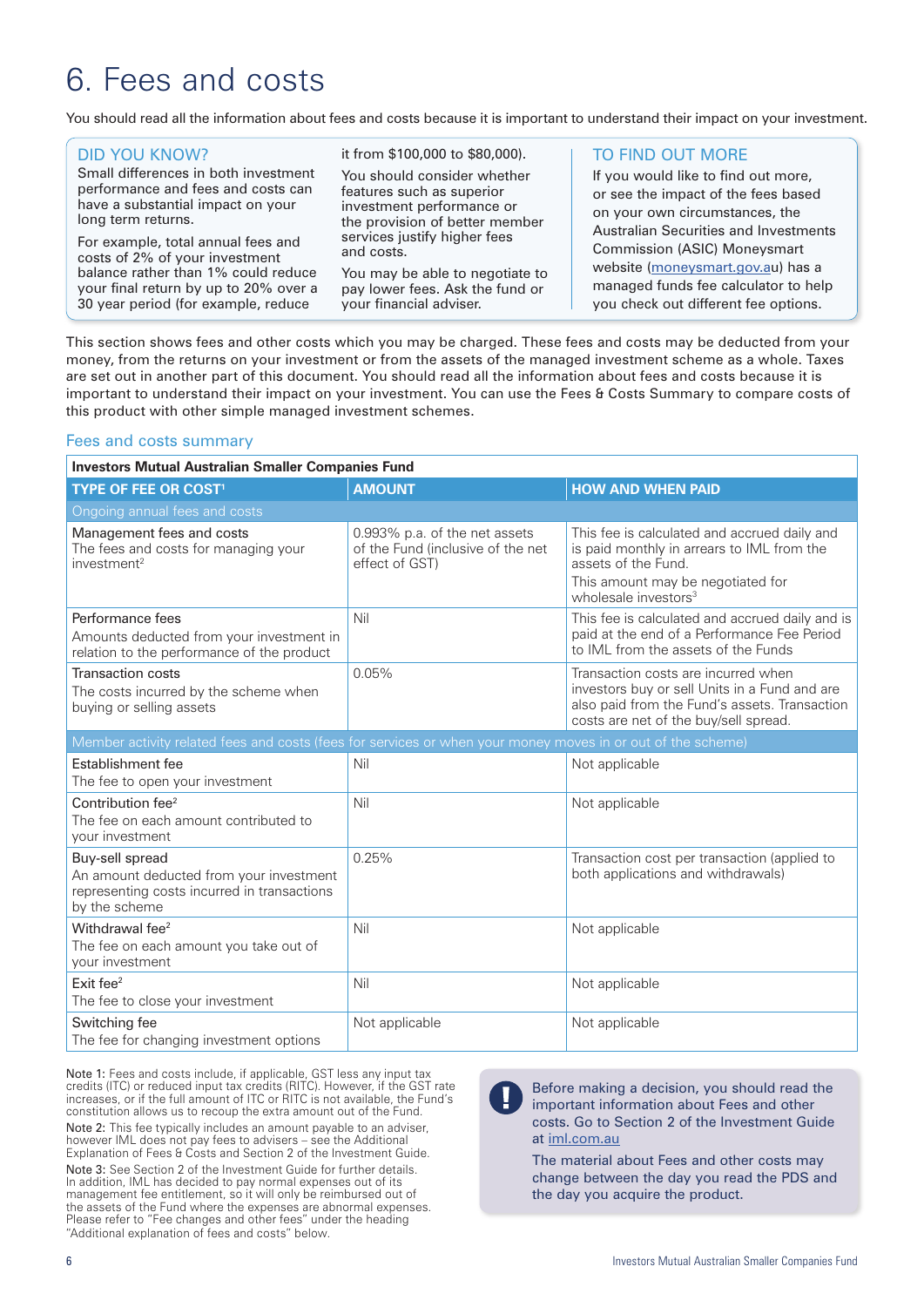# 6. Fees and costs

You should read all the information about fees and costs because it is important to understand their impact on your investment.

### DID YOU KNOW?

Small differences in both investment performance and fees and costs can have a substantial impact on your long term returns.

For example, total annual fees and costs of 2% of your investment balance rather than 1% could reduce your final return by up to 20% over a 30 year period (for example, reduce it from $100,000 to $80,000).

You should consider whether features such as superior investment performance or the provision of better member services justify higher fees and costs.

You may be able to negotiate to pay lower fees. Ask the fund or your financial adviser.

### TO FIND OUT MORE

If you would like to find out more, or see the impact of the fees based on your own circumstances, the Australian Securities and Investments Commission (ASIC) Moneysmart website (moneysmart.gov.au) has a managed funds fee calculator to help you check out different fee options.

This section shows fees and other costs which you may be charged. These fees and costs may be deducted from your money, from the returns on your investment or from the assets of the managed investment scheme as a whole. Taxes are set out in another part of this document. You should read all the information about fees and costs because it is important to understand their impact on your investment. You can use the Fees & Costs Summary to compare costs of this product with other simple managed investment schemes.

## Fees and costs summary

| **Investors Mutual Australian Smaller Companies Fund** | | |
|---|---|---|
| **TYPE OF FEE OR COST**[1] | **AMOUNT** | **HOW AND WHEN PAID** |
| Ongoing annual fees and costs | | |
| Management fees and costs<br>The fees and costs for managing your investment[2] | 0.993% p.a. of the net assets of the Fund (inclusive of the net effect of GST) | This fee is calculated and accrued daily and is paid monthly in arrears to IML from the assets of the Fund.<br>This amount may be negotiated for wholesale investors[3] |
| Performance fees<br>Amounts deducted from your investment in relation to the performance of the product | Nil | This fee is calculated and accrued daily and is paid at the end of a Performance Fee Period to IML from the assets of the Funds |
| Transaction costs<br>The costs incurred by the scheme when buying or selling assets | 0.05% | Transaction costs are incurred when investors buy or sell Units in a Fund and are also paid from the Fund's assets. Transaction costs are net of the buy/sell spread. |
| Member activity related fees and costs (fees for services or when your money moves in or out of the scheme) | | |
| Establishment fee<br>The fee to open your investment | Nil | Not applicable |
| Contribution fee[2]<br>The fee on each amount contributed to your investment | Nil | Not applicable |
| Buy-sell spread<br>An amount deducted from your investment representing costs incurred in transactions by the scheme | 0.25% | Transaction cost per transaction (applied to both applications and withdrawals) |
| Withdrawal fee[2]<br>The fee on each amount you take out of your investment | Nil | Not applicable |
| Exit fee[2]<br>The fee to close your investment | Nil | Not applicable |
| Switching fee<br>The fee for changing investment options | Not applicable | Not applicable |

Note 1: Fees and costs include, if applicable, GST less any input tax credits (ITC) or reduced input tax credits (RITC). However, if the GST rate increases, or if the full amount of ITC or RITC is not available, the Fund's constitution allows us to recoup the extra amount out of the Fund.

Note 2: This fee typically includes an amount payable to an adviser, however IML does not pay fees to advisers – see the Additional Explanation of Fees & Costs and Section 2 of the Investment Guide.

Note 3: See Section 2 of the Investment Guide for further details. In addition, IML has decided to pay normal expenses out of its management fee entitlement, so it will only be reimbursed out of the assets of the Fund where the expenses are abnormal expenses. Please refer to "Fee changes and other fees" under the heading "Additional explanation of fees and costs" below.

Before making a decision, you should read the important information about Fees and other costs. Go to Section 2 of the Investment Guide at iml.com.au

The material about Fees and other costs may change between the day you read the PDS and the day you acquire the product.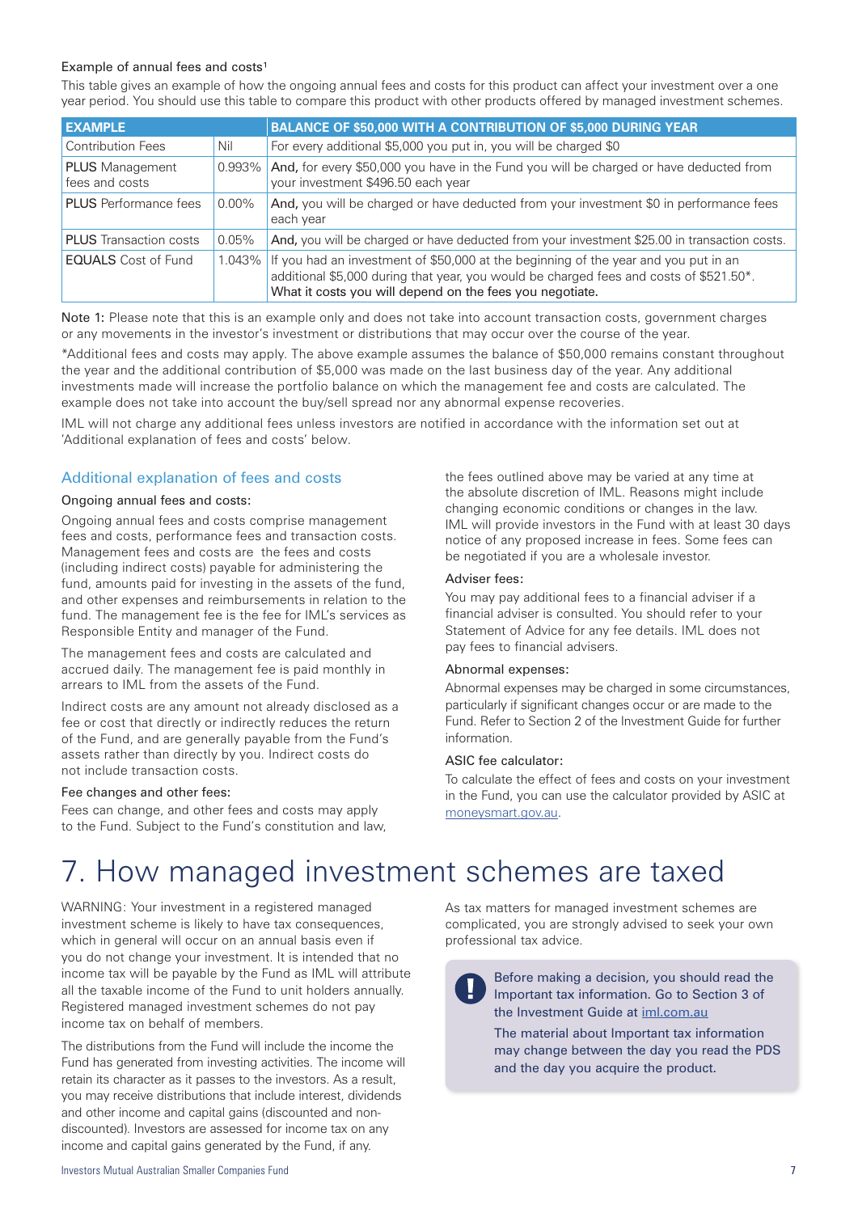Example of annual fees and costs[1]

This table gives an example of how the ongoing annual fees and costs for this product can affect your investment over a one year period. You should use this table to compare this product with other products offered by managed investment schemes.

| EXAMPLE | | BALANCE OF $50,000 WITH A CONTRIBUTION OF $5,000 DURING YEAR |
|---|---|---|
| Contribution Fees | Nil | For every additional $5,000 you put in, you will be charged $0 |
| **PLUS** Management fees and costs | 0.993% | **And,** for every $50,000 you have in the Fund you will be charged or have deducted from your investment $496.50 each year |
| **PLUS** Performance fees | 0.00% | **And,** you will be charged or have deducted from your investment $0 in performance fees each year |
| **PLUS** Transaction costs | 0.05% | **And,** you will be charged or have deducted from your investment $25.00 in transaction costs. |
| **EQUALS** Cost of Fund | 1.043% | If you had an investment of $50,000 at the beginning of the year and you put in an additional $5,000 during that year, you would be charged fees and costs of $521.50*. What it costs you will depend on the fees you negotiate. |

Note 1: Please note that this is an example only and does not take into account transaction costs, government charges or any movements in the investor's investment or distributions that may occur over the course of the year.

*Additional fees and costs may apply. The above example assumes the balance of $50,000 remains constant throughout the year and the additional contribution of $5,000 was made on the last business day of the year. Any additional investments made will increase the portfolio balance on which the management fee and costs are calculated. The example does not take into account the buy/sell spread nor any abnormal expense recoveries.

IML will not charge any additional fees unless investors are notified in accordance with the information set out at 'Additional explanation of fees and costs' below.

## Additional explanation of fees and costs

### Ongoing annual fees and costs:

Ongoing annual fees and costs comprise management fees and costs, performance fees and transaction costs. Management fees and costs are the fees and costs (including indirect costs) payable for administering the fund, amounts paid for investing in the assets of the fund, and other expenses and reimbursements in relation to the fund. The management fee is the fee for IML's services as Responsible Entity and manager of the Fund.

The management fees and costs are calculated and accrued daily. The management fee is paid monthly in arrears to IML from the assets of the Fund.

Indirect costs are any amount not already disclosed as a fee or cost that directly or indirectly reduces the return of the Fund, and are generally payable from the Fund's assets rather than directly by you. Indirect costs do not include transaction costs.

### Fee changes and other fees:

Fees can change, and other fees and costs may apply to the Fund. Subject to the Fund's constitution and law, the fees outlined above may be varied at any time at the absolute discretion of IML. Reasons might include changing economic conditions or changes in the law. IML will provide investors in the Fund with at least 30 days notice of any proposed increase in fees. Some fees can be negotiated if you are a wholesale investor.

### Adviser fees:

You may pay additional fees to a financial adviser if a financial adviser is consulted. You should refer to your Statement of Advice for any fee details. IML does not pay fees to financial advisers.

### Abnormal expenses:

Abnormal expenses may be charged in some circumstances, particularly if significant changes occur or are made to the Fund. Refer to Section 2 of the Investment Guide for further information.

### ASIC fee calculator:

To calculate the effect of fees and costs on your investment in the Fund, you can use the calculator provided by ASIC at moneysmart.gov.au.

# 7. How managed investment schemes are taxed

WARNING: Your investment in a registered managed investment scheme is likely to have tax consequences, which in general will occur on an annual basis even if you do not change your investment. It is intended that no income tax will be payable by the Fund as IML will attribute all the taxable income of the Fund to unit holders annually. Registered managed investment schemes do not pay income tax on behalf of members.

The distributions from the Fund will include the income the Fund has generated from investing activities. The income will retain its character as it passes to the investors. As a result, you may receive distributions that include interest, dividends and other income and capital gains (discounted and non-discounted). Investors are assessed for income tax on any income and capital gains generated by the Fund, if any.

As tax matters for managed investment schemes are complicated, you are strongly advised to seek your own professional tax advice.

> Before making a decision, you should read the Important tax information. Go to Section 3 of the Investment Guide at iml.com.au
>
> The material about Important tax information may change between the day you read the PDS and the day you acquire the product.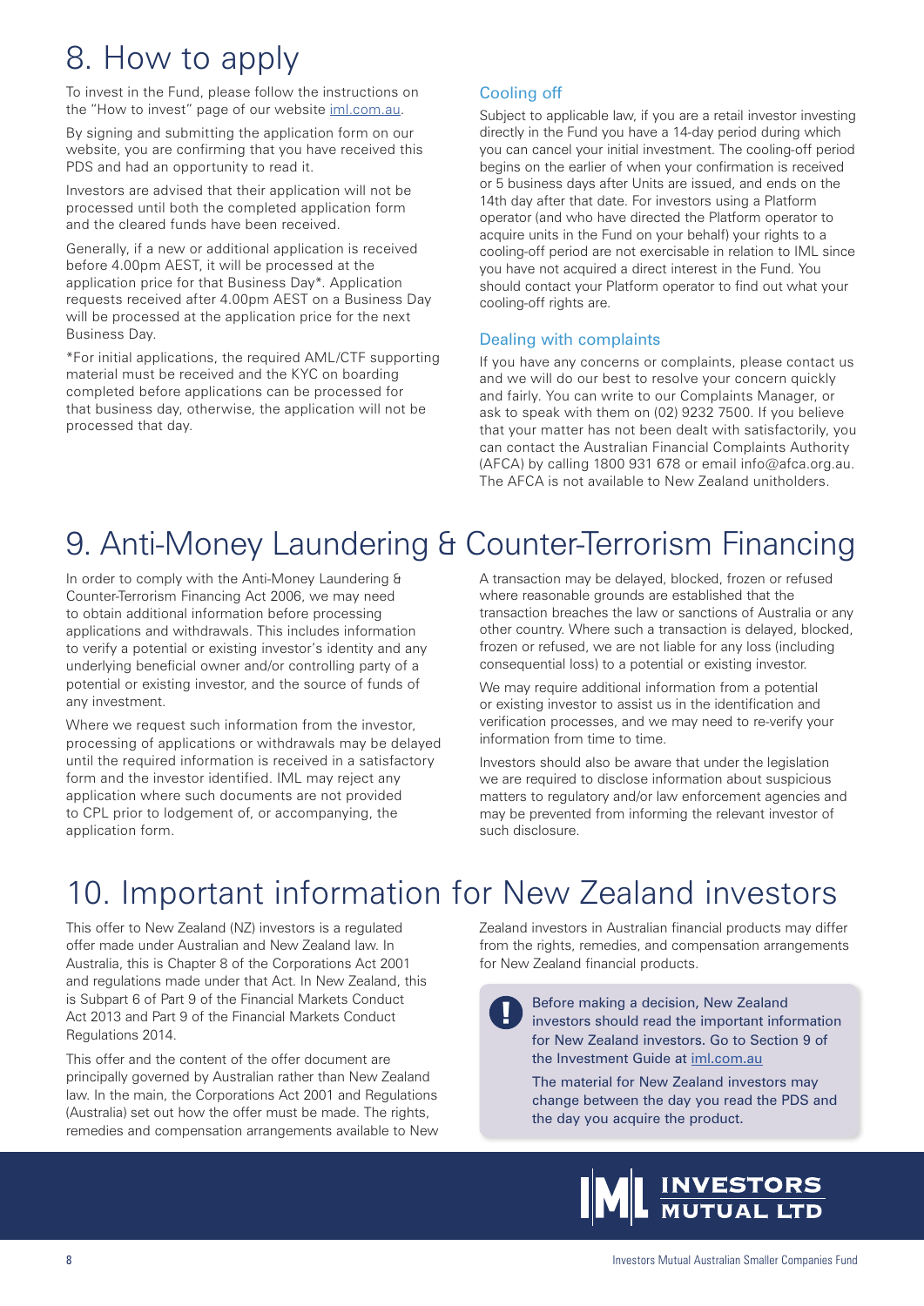# 8. How to apply

To invest in the Fund, please follow the instructions on the "How to invest" page of our website iml.com.au.

By signing and submitting the application form on our website, you are confirming that you have received this PDS and had an opportunity to read it.

Investors are advised that their application will not be processed until both the completed application form and the cleared funds have been received.

Generally, if a new or additional application is received before 4.00pm AEST, it will be processed at the application price for that Business Day*. Application requests received after 4.00pm AEST on a Business Day will be processed at the application price for the next Business Day.

*For initial applications, the required AML/CTF supporting material must be received and the KYC on boarding completed before applications can be processed for that business day, otherwise, the application will not be processed that day.

## Cooling off

Subject to applicable law, if you are a retail investor investing directly in the Fund you have a 14-day period during which you can cancel your initial investment. The cooling-off period begins on the earlier of when your confirmation is received or 5 business days after Units are issued, and ends on the 14th day after that date. For investors using a Platform operator (and who have directed the Platform operator to acquire units in the Fund on your behalf) your rights to a cooling-off period are not exercisable in relation to IML since you have not acquired a direct interest in the Fund. You should contact your Platform operator to find out what your cooling-off rights are.

## Dealing with complaints

If you have any concerns or complaints, please contact us and we will do our best to resolve your concern quickly and fairly. You can write to our Complaints Manager, or ask to speak with them on (02) 9232 7500. If you believe that your matter has not been dealt with satisfactorily, you can contact the Australian Financial Complaints Authority (AFCA) by calling 1800 931 678 or email info@afca.org.au. The AFCA is not available to New Zealand unitholders.

# 9. Anti-Money Laundering & Counter-Terrorism Financing

In order to comply with the Anti-Money Laundering & Counter-Terrorism Financing Act 2006, we may need to obtain additional information before processing applications and withdrawals. This includes information to verify a potential or existing investor's identity and any underlying beneficial owner and/or controlling party of a potential or existing investor, and the source of funds of any investment.

Where we request such information from the investor, processing of applications or withdrawals may be delayed until the required information is received in a satisfactory form and the investor identified. IML may reject any application where such documents are not provided to CPL prior to lodgement of, or accompanying, the application form.

A transaction may be delayed, blocked, frozen or refused where reasonable grounds are established that the transaction breaches the law or sanctions of Australia or any other country. Where such a transaction is delayed, blocked, frozen or refused, we are not liable for any loss (including consequential loss) to a potential or existing investor.

We may require additional information from a potential or existing investor to assist us in the identification and verification processes, and we may need to re-verify your information from time to time.

Investors should also be aware that under the legislation we are required to disclose information about suspicious matters to regulatory and/or law enforcement agencies and may be prevented from informing the relevant investor of such disclosure.

# 10. Important information for New Zealand investors

This offer to New Zealand (NZ) investors is a regulated offer made under Australian and New Zealand law. In Australia, this is Chapter 8 of the Corporations Act 2001 and regulations made under that Act. In New Zealand, this is Subpart 6 of Part 9 of the Financial Markets Conduct Act 2013 and Part 9 of the Financial Markets Conduct Regulations 2014.

This offer and the content of the offer document are principally governed by Australian rather than New Zealand law. In the main, the Corporations Act 2001 and Regulations (Australia) set out how the offer must be made. The rights, remedies and compensation arrangements available to New Zealand investors in Australian financial products may differ from the rights, remedies, and compensation arrangements for New Zealand financial products.

Before making a decision, New Zealand investors should read the important information for New Zealand investors. Go to Section 9 of the Investment Guide at iml.com.au

The material for New Zealand investors may change between the day you read the PDS and the day you acquire the product.

INVESTORS MUTUAL LTD